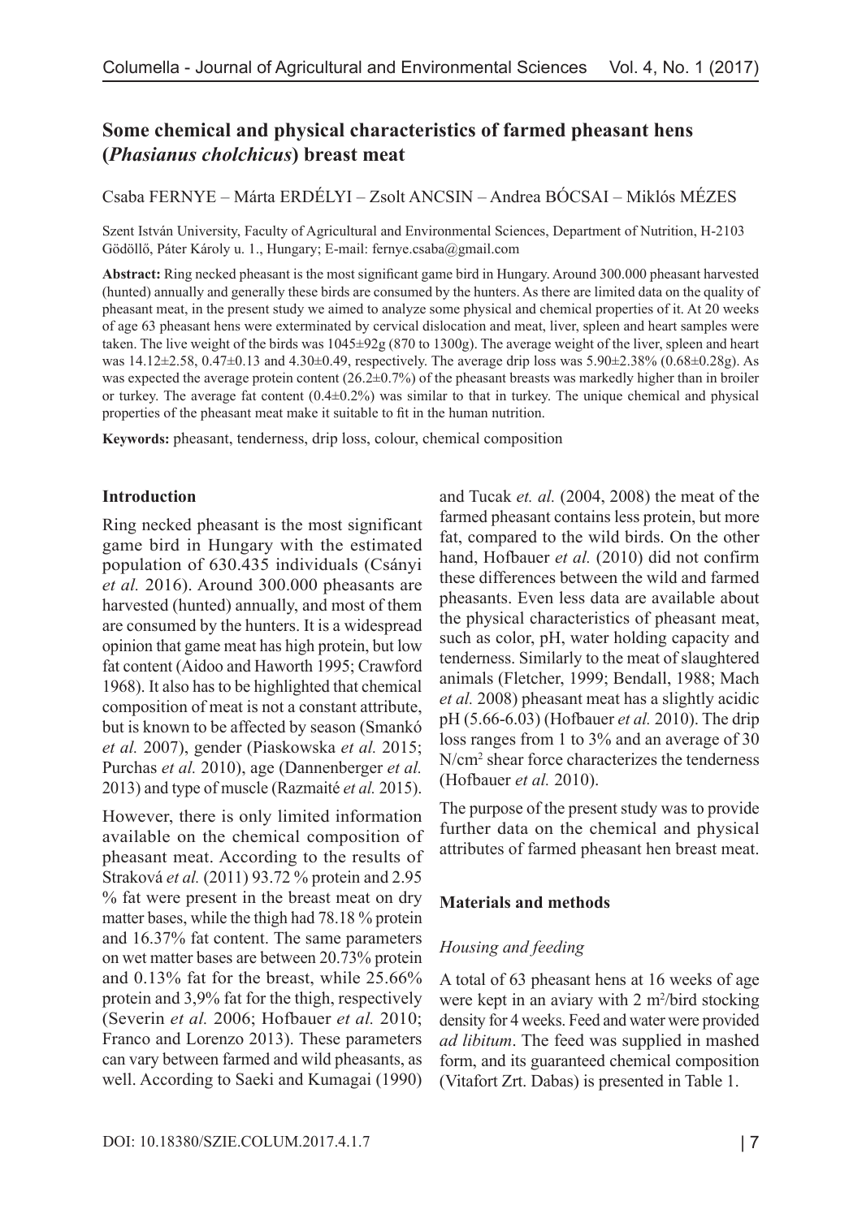# Some chemical and physical characteristics of farmed pheasant hens (*Phasianus cholchicus*) breast meat

Csaba FERNYE – Márta ERDÉLYI – Zsolt ANCSIN – Andrea BÓCSAI – Miklós MÉZES

Szent István University, Faculty of Agricultural and Environmental Sciences, Department of Nutrition, H-2103 Gödöllő, Páter Károly u. 1., Hungary; E-mail: fernye.csaba@gmail.com

**Abstract:** Ring necked pheasant is the most significant game bird in Hungary. Around 300.000 pheasant harvested (hunted) annually and generally these birds are consumed by the hunters. As there are limited data on the quality of pheasant meat, in the present study we aimed to analyze some physical and chemical properties of it. At 20 weeks of age 63 pheasant hens were exterminated by cervical dislocation and meat, liver, spleen and heart samples were taken. The live weight of the birds was 1045±92g (870 to 1300g). The average weight of the liver, spleen and heart was 14.12±2.58, 0.47±0.13 and 4.30±0.49, respectively. The average drip loss was 5.90±2.38% (0.68±0.28g). As was expected the average protein content (26.2±0.7%) of the pheasant breasts was markedly higher than in broiler or turkey. The average fat content (0.4±0.2%) was similar to that in turkey. The unique chemical and physical properties of the pheasant meat make it suitable to fit in the human nutrition.

**Keywords:** pheasant, tenderness, drip loss, colour, chemical composition

## Introduction

Ring necked pheasant is the most significant game bird in Hungary with the estimated population of 630.435 individuals (Csányi *et al.* 2016). Around 300.000 pheasants are harvested (hunted) annually, and most of them are consumed by the hunters. It is a widespread opinion that game meat has high protein, but low fat content (Aidoo and Haworth 1995; Crawford 1968). It also has to be highlighted that chemical composition of meat is not a constant attribute, but is known to be affected by season (Smankó *et al.* 2007), gender (Piaskowska *et al.* 2015; Purchas *et al.* 2010), age (Dannenberger *et al.* 2013) and type of muscle (Razmaité *et al.* 2015).

However, there is only limited information available on the chemical composition of pheasant meat. According to the results of Straková *et al.* (2011) 93.72 % protein and 2.95 % fat were present in the breast meat on dry matter bases, while the thigh had 78.18 % protein and 16.37% fat content. The same parameters on wet matter bases are between 20.73% protein and 0.13% fat for the breast, while 25.66% protein and 3,9% fat for the thigh, respectively (Severin *et al.* 2006; Hofbauer *et al.* 2010; Franco and Lorenzo 2013). These parameters can vary between farmed and wild pheasants, as well. According to Saeki and Kumagai (1990) and Tucak *et. al.* (2004, 2008) the meat of the farmed pheasant contains less protein, but more fat, compared to the wild birds. On the other hand, Hofbauer *et al.* (2010) did not confirm these differences between the wild and farmed pheasants. Even less data are available about the physical characteristics of pheasant meat, such as color, pH, water holding capacity and tenderness. Similarly to the meat of slaughtered animals (Fletcher, 1999; Bendall, 1988; Mach *et al.* 2008) pheasant meat has a slightly acidic pH (5.66-6.03) (Hofbauer *et al.* 2010). The drip loss ranges from 1 to 3% and an average of 30 $N/cm^2$ shear force characterizes the tenderness (Hofbauer *et al.* 2010).

The purpose of the present study was to provide further data on the chemical and physical attributes of farmed pheasant hen breast meat.

## Materials and methods

### Housing and feeding

A total of 63 pheasant hens at 16 weeks of age were kept in an aviary with 2 $m^2$/bird stocking density for 4 weeks. Feed and water were provided *ad libitum*. The feed was supplied in mashed form, and its guaranteed chemical composition (Vitafort Zrt. Dabas) is presented in Table 1.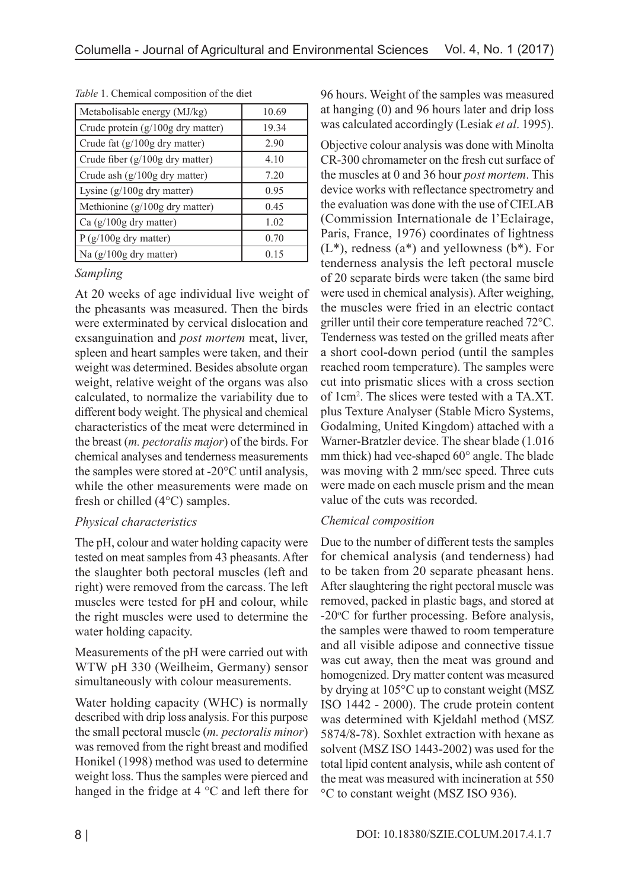*Table* 1. Chemical composition of the diet

| | |
|---|---|
| Metabolisable energy (MJ/kg) | 10.69 |
| Crude protein (g/100g dry matter) | 19.34 |
| Crude fat (g/100g dry matter) | 2.90 |
| Crude fiber (g/100g dry matter) | 4.10 |
| Crude ash (g/100g dry matter) | 7.20 |
| Lysine (g/100g dry matter) | 0.95 |
| Methionine (g/100g dry matter) | 0.45 |
| Ca (g/100g dry matter) | 1.02 |
| P (g/100g dry matter) | 0.70 |
| Na (g/100g dry matter) | 0.15 |

### *Sampling*

At 20 weeks of age individual live weight of the pheasants was measured. Then the birds were exterminated by cervical dislocation and exsanguination and *post mortem* meat, liver, spleen and heart samples were taken, and their weight was determined. Besides absolute organ weight, relative weight of the organs was also calculated, to normalize the variability due to different body weight. The physical and chemical characteristics of the meat were determined in the breast (*m. pectoralis major*) of the birds. For chemical analyses and tenderness measurements the samples were stored at -20°C until analysis, while the other measurements were made on fresh or chilled (4°C) samples.

### *Physical characteristics*

The pH, colour and water holding capacity were tested on meat samples from 43 pheasants. After the slaughter both pectoral muscles (left and right) were removed from the carcass. The left muscles were tested for pH and colour, while the right muscles were used to determine the water holding capacity.

Measurements of the pH were carried out with WTW pH 330 (Weilheim, Germany) sensor simultaneously with colour measurements.

Water holding capacity (WHC) is normally described with drip loss analysis. For this purpose the small pectoral muscle (*m. pectoralis minor*) was removed from the right breast and modified Honikel (1998) method was used to determine weight loss. Thus the samples were pierced and hanged in the fridge at 4 °C and left there for 96 hours. Weight of the samples was measured at hanging (0) and 96 hours later and drip loss was calculated accordingly (Lesiak *et al*. 1995).

Objective colour analysis was done with Minolta CR-300 chromameter on the fresh cut surface of the muscles at 0 and 36 hour *post mortem*. This device works with reflectance spectrometry and the evaluation was done with the use of CIELAB (Commission Internationale de l'Eclairage, Paris, France, 1976) coordinates of lightness ($L^*$), redness ($a^*$) and yellowness ($b^*$). For tenderness analysis the left pectoral muscle of 20 separate birds were taken (the same bird were used in chemical analysis). After weighing, the muscles were fried in an electric contact griller until their core temperature reached 72°C. Tenderness was tested on the grilled meats after a short cool-down period (until the samples reached room temperature). The samples were cut into prismatic slices with a cross section of 1cm$^2$. The slices were tested with a TA.XT. plus Texture Analyser (Stable Micro Systems, Godalming, United Kingdom) attached with a Warner-Bratzler device. The shear blade (1.016 mm thick) had vee-shaped 60° angle. The blade was moving with 2 mm/sec speed. Three cuts were made on each muscle prism and the mean value of the cuts was recorded.

### *Chemical composition*

Due to the number of different tests the samples for chemical analysis (and tenderness) had to be taken from 20 separate pheasant hens. After slaughtering the right pectoral muscle was removed, packed in plastic bags, and stored at -20°C for further processing. Before analysis, the samples were thawed to room temperature and all visible adipose and connective tissue was cut away, then the meat was ground and homogenized. Dry matter content was measured by drying at 105°C up to constant weight (MSZ ISO 1442 - 2000). The crude protein content was determined with Kjeldahl method (MSZ 5874/8-78). Soxhlet extraction with hexane as solvent (MSZ ISO 1443-2002) was used for the total lipid content analysis, while ash content of the meat was measured with incineration at 550 °C to constant weight (MSZ ISO 936).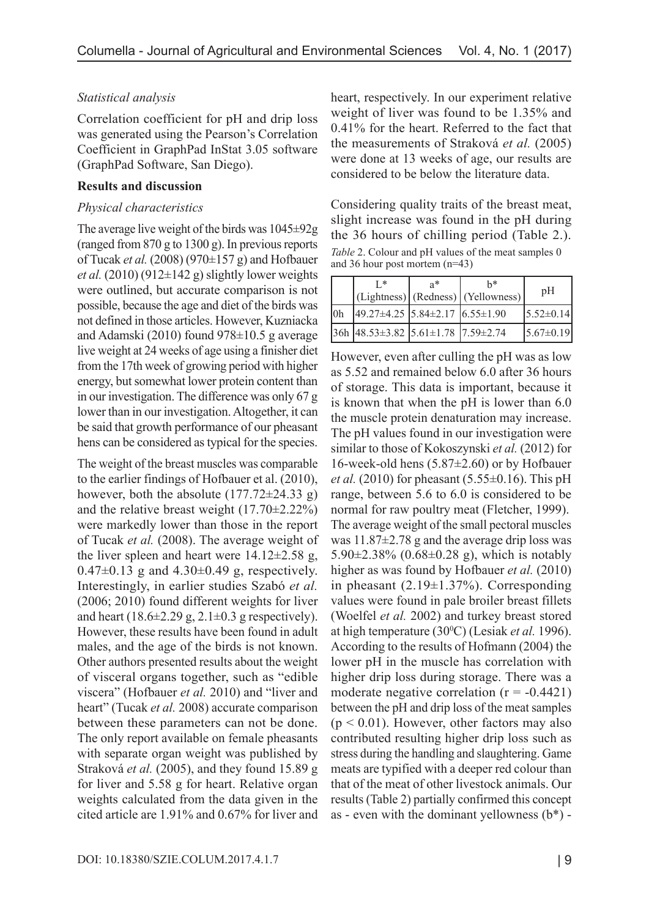### *Statistical analysis*

Correlation coefficient for pH and drip loss was generated using the Pearson's Correlation Coefficient in GraphPad InStat 3.05 software (GraphPad Software, San Diego).

## Results and discussion

### *Physical characteristics*

The average live weight of the birds was 1045±92g (ranged from 870 g to 1300 g). In previous reports of Tucak *et al.* (2008) (970±157 g) and Hofbauer *et al.* (2010) (912±142 g) slightly lower weights were outlined, but accurate comparison is not possible, because the age and diet of the birds was not defined in those articles. However, Kuzniacka and Adamski (2010) found 978±10.5 g average live weight at 24 weeks of age using a finisher diet from the 17th week of growing period with higher energy, but somewhat lower protein content than in our investigation. The difference was only 67 g lower than in our investigation. Altogether, it can be said that growth performance of our pheasant hens can be considered as typical for the species.

The weight of the breast muscles was comparable to the earlier findings of Hofbauer et al. (2010), however, both the absolute (177.72±24.33 g) and the relative breast weight (17.70±2.22%) were markedly lower than those in the report of Tucak *et al.* (2008). The average weight of the liver spleen and heart were 14.12±2.58 g, 0.47±0.13 g and 4.30±0.49 g, respectively. Interestingly, in earlier studies Szabó *et al.* (2006; 2010) found different weights for liver and heart (18.6±2.29 g, 2.1±0.3 g respectively). However, these results have been found in adult males, and the age of the birds is not known. Other authors presented results about the weight of visceral organs together, such as "edible viscera" (Hofbauer *et al.* 2010) and "liver and heart" (Tucak *et al.* 2008) accurate comparison between these parameters can not be done. The only report available on female pheasants with separate organ weight was published by Straková *et al.* (2005), and they found 15.89 g for liver and 5.58 g for heart. Relative organ weights calculated from the data given in the cited article are 1.91% and 0.67% for liver and heart, respectively. In our experiment relative weight of liver was found to be 1.35% and 0.41% for the heart. Referred to the fact that the measurements of Straková *et al.* (2005) were done at 13 weeks of age, our results are considered to be below the literature data.

Considering quality traits of the breast meat, slight increase was found in the pH during the 36 hours of chilling period (Table 2.).

*Table* 2. Colour and pH values of the meat samples 0 and 36 hour post mortem (n=43)

| | L* (Lightness) | a* (Redness) | b* (Yellowness) | pH |
|---|---|---|---|---|
| 0h | 49.27±4.25 | 5.84±2.17 | 6.55±1.90 | 5.52±0.14 |
| 36h | 48.53±3.82 | 5.61±1.78 | 7.59±2.74 | 5.67±0.19 |

However, even after culling the pH was as low as 5.52 and remained below 6.0 after 36 hours of storage. This data is important, because it is known that when the pH is lower than 6.0 the muscle protein denaturation may increase. The pH values found in our investigation were similar to those of Kokoszynski *et al.* (2012) for 16-week-old hens (5.87±2.60) or by Hofbauer *et al.* (2010) for pheasant (5.55±0.16). This pH range, between 5.6 to 6.0 is considered to be normal for raw poultry meat (Fletcher, 1999). The average weight of the small pectoral muscles was 11.87±2.78 g and the average drip loss was 5.90±2.38% (0.68±0.28 g), which is notably higher as was found by Hofbauer *et al.* (2010) in pheasant (2.19±1.37%). Corresponding values were found in pale broiler breast fillets (Woelfel *et al.* 2002) and turkey breast stored at high temperature (30°C) (Lesiak *et al.* 1996). According to the results of Hofmann (2004) the lower pH in the muscle has correlation with higher drip loss during storage. There was a moderate negative correlation ($r = -0.4421$) between the pH and drip loss of the meat samples ($p < 0.01$). However, other factors may also contributed resulting higher drip loss such as stress during the handling and slaughtering. Game meats are typified with a deeper red colour than that of the meat of other livestock animals. Our results (Table 2) partially confirmed this concept as - even with the dominant yellowness (b*) -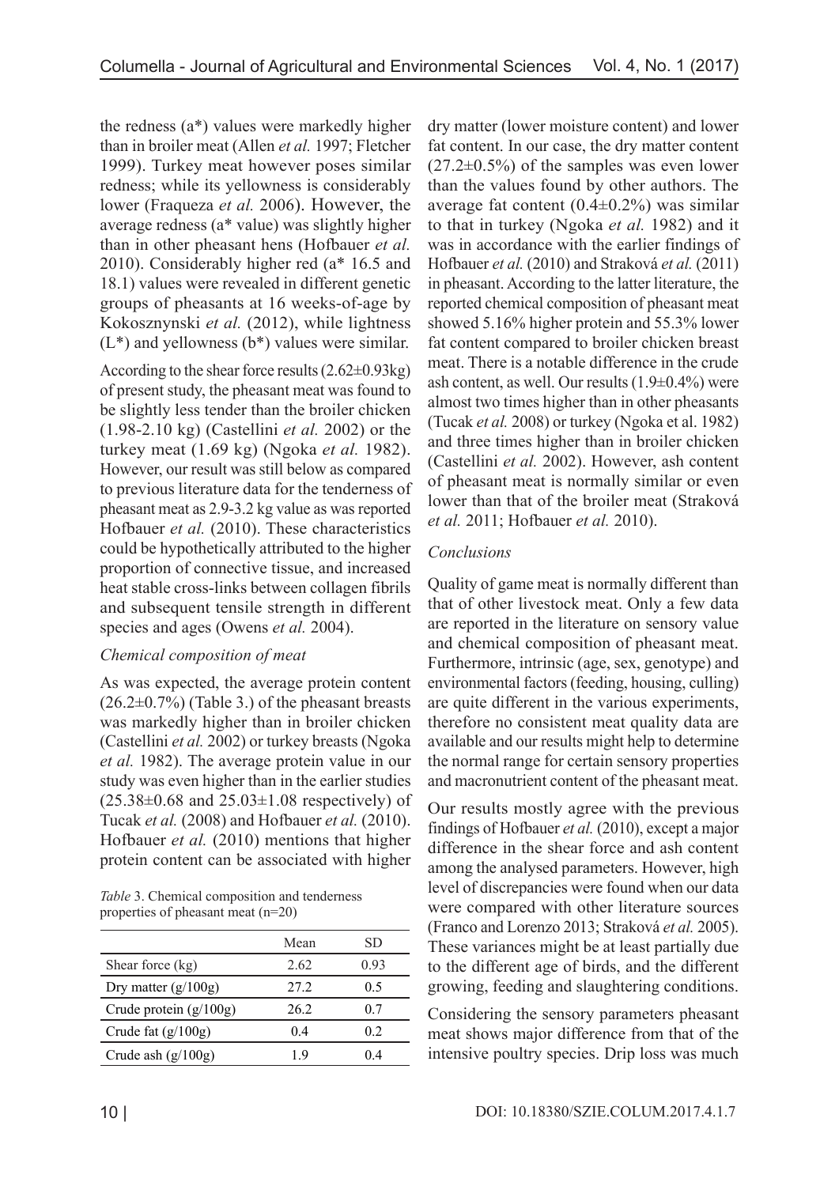the redness (a*) values were markedly higher than in broiler meat (Allen *et al.* 1997; Fletcher 1999). Turkey meat however poses similar redness; while its yellowness is considerably lower (Fraqueza *et al.* 2006). However, the average redness (a* value) was slightly higher than in other pheasant hens (Hofbauer *et al.* 2010). Considerably higher red (a* 16.5 and 18.1) values were revealed in different genetic groups of pheasants at 16 weeks-of-age by Kokosznynski *et al.* (2012), while lightness (L*) and yellowness (b*) values were similar.

According to the shear force results (2.62±0.93kg) of present study, the pheasant meat was found to be slightly less tender than the broiler chicken (1.98-2.10 kg) (Castellini *et al.* 2002) or the turkey meat (1.69 kg) (Ngoka *et al.* 1982). However, our result was still below as compared to previous literature data for the tenderness of pheasant meat as 2.9-3.2 kg value as was reported Hofbauer *et al.* (2010). These characteristics could be hypothetically attributed to the higher proportion of connective tissue, and increased heat stable cross-links between collagen fibrils and subsequent tensile strength in different species and ages (Owens *et al.* 2004).

### *Chemical composition of meat*

As was expected, the average protein content (26.2±0.7%) (Table 3.) of the pheasant breasts was markedly higher than in broiler chicken (Castellini *et al.* 2002) or turkey breasts (Ngoka *et al.* 1982). The average protein value in our study was even higher than in the earlier studies (25.38±0.68 and 25.03±1.08 respectively) of Tucak *et al.* (2008) and Hofbauer *et al.* (2010). Hofbauer *et al.* (2010) mentions that higher protein content can be associated with higher dry matter (lower moisture content) and lower fat content. In our case, the dry matter content (27.2±0.5%) of the samples was even lower than the values found by other authors. The average fat content (0.4±0.2%) was similar to that in turkey (Ngoka *et al.* 1982) and it was in accordance with the earlier findings of Hofbauer *et al.* (2010) and Straková *et al.* (2011) in pheasant. According to the latter literature, the reported chemical composition of pheasant meat showed 5.16% higher protein and 55.3% lower fat content compared to broiler chicken breast meat. There is a notable difference in the crude ash content, as well. Our results (1.9±0.4%) were almost two times higher than in other pheasants (Tucak *et al.* 2008) or turkey (Ngoka et al. 1982) and three times higher than in broiler chicken (Castellini *et al.* 2002). However, ash content of pheasant meat is normally similar or even lower than that of the broiler meat (Straková *et al.* 2011; Hofbauer *et al.* 2010).

*Table* 3. Chemical composition and tenderness properties of pheasant meat (n=20)

| | Mean | SD |
|---|---|---|
| Shear force (kg) | 2.62 | 0.93 |
| Dry matter (g/100g) | 27.2 | 0.5 |
| Crude protein (g/100g) | 26.2 | 0.7 |
| Crude fat (g/100g) | 0.4 | 0.2 |
| Crude ash (g/100g) | 1.9 | 0.4 |

## *Conclusions*

Quality of game meat is normally different than that of other livestock meat. Only a few data are reported in the literature on sensory value and chemical composition of pheasant meat. Furthermore, intrinsic (age, sex, genotype) and environmental factors (feeding, housing, culling) are quite different in the various experiments, therefore no consistent meat quality data are available and our results might help to determine the normal range for certain sensory properties and macronutrient content of the pheasant meat.

Our results mostly agree with the previous findings of Hofbauer *et al.* (2010), except a major difference in the shear force and ash content among the analysed parameters. However, high level of discrepancies were found when our data were compared with other literature sources (Franco and Lorenzo 2013; Straková *et al.* 2005). These variances might be at least partially due to the different age of birds, and the different growing, feeding and slaughtering conditions.

Considering the sensory parameters pheasant meat shows major difference from that of the intensive poultry species. Drip loss was much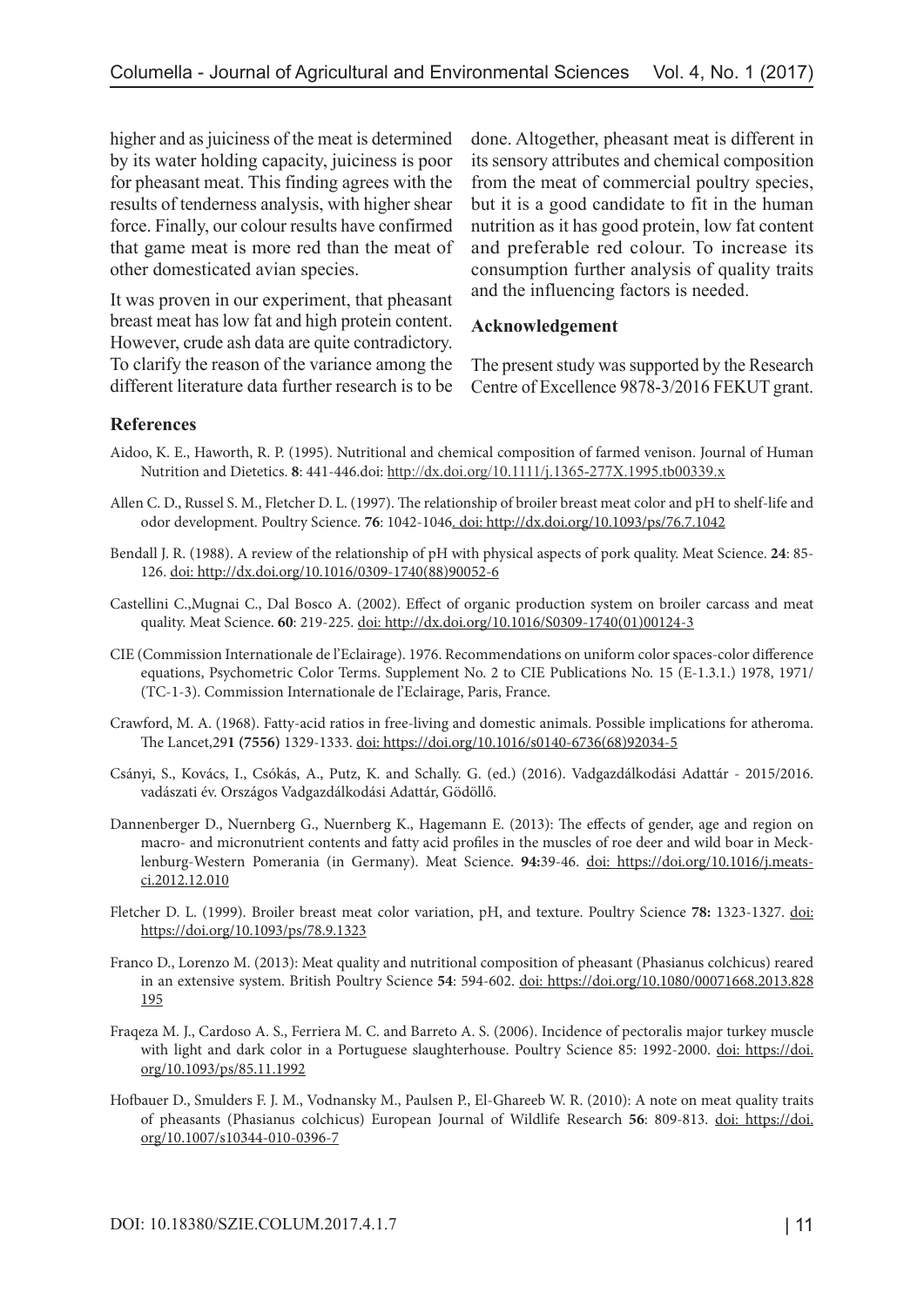higher and as juiciness of the meat is determined by its water holding capacity, juiciness is poor for pheasant meat. This finding agrees with the results of tenderness analysis, with higher shear force. Finally, our colour results have confirmed that game meat is more red than the meat of other domesticated avian species.

It was proven in our experiment, that pheasant breast meat has low fat and high protein content. However, crude ash data are quite contradictory. To clarify the reason of the variance among the different literature data further research is to be done. Altogether, pheasant meat is different in its sensory attributes and chemical composition from the meat of commercial poultry species, but it is a good candidate to fit in the human nutrition as it has good protein, low fat content and preferable red colour. To increase its consumption further analysis of quality traits and the influencing factors is needed.

### Acknowledgement

The present study was supported by the Research Centre of Excellence 9878-3/2016 FEKUT grant.

### References

Aidoo, K. E., Haworth, R. P. (1995). Nutritional and chemical composition of farmed venison. Journal of Human Nutrition and Dietetics. **8**: 441-446.doi: http://dx.doi.org/10.1111/j.1365-277X.1995.tb00339.x

Allen C. D., Russel S. M., Fletcher D. L. (1997). The relationship of broiler breast meat color and pH to shelf-life and odor development. Poultry Science. **76**: 1042-1046. doi: http://dx.doi.org/10.1093/ps/76.7.1042

Bendall J. R. (1988). A review of the relationship of pH with physical aspects of pork quality. Meat Science. **24**: 85-126. doi: http://dx.doi.org/10.1016/0309-1740(88)90052-6

Castellini C.,Mugnai C., Dal Bosco A. (2002). Effect of organic production system on broiler carcass and meat quality. Meat Science. **60**: 219-225. doi: http://dx.doi.org/10.1016/S0309-1740(01)00124-3

CIE (Commission Internationale de l'Eclairage). 1976. Recommendations on uniform color spaces-color difference equations, Psychometric Color Terms. Supplement No. 2 to CIE Publications No. 15 (E-1.3.1.) 1978, 1971/(TC-1-3). Commission Internationale de l'Eclairage, Paris, France.

Crawford, M. A. (1968). Fatty-acid ratios in free-living and domestic animals. Possible implications for atheroma. The Lancet,29**1 (7556)** 1329-1333. doi: https://doi.org/10.1016/s0140-6736(68)92034-5

Csányi, S., Kovács, I., Csókás, A., Putz, K. and Schally. G. (ed.) (2016). Vadgazdálkodási Adattár - 2015/2016. vadászati év. Országos Vadgazdálkodási Adattár, Gödöllő.

Dannenberger D., Nuernberg G., Nuernberg K., Hagemann E. (2013): The effects of gender, age and region on macro- and micronutrient contents and fatty acid profiles in the muscles of roe deer and wild boar in Mecklenburg-Western Pomerania (in Germany). Meat Science. **94:**39-46. doi: https://doi.org/10.1016/j.meatsci.2012.12.010

Fletcher D. L. (1999). Broiler breast meat color variation, pH, and texture. Poultry Science **78:** 1323-1327. doi: https://doi.org/10.1093/ps/78.9.1323

Franco D., Lorenzo M. (2013): Meat quality and nutritional composition of pheasant (Phasianus colchicus) reared in an extensive system. British Poultry Science **54**: 594-602. doi: https://doi.org/10.1080/00071668.2013.828195

Fraqeza M. J., Cardoso A. S., Ferriera M. C. and Barreto A. S. (2006). Incidence of pectoralis major turkey muscle with light and dark color in a Portuguese slaughterhouse. Poultry Science 85: 1992-2000. doi: https://doi.org/10.1093/ps/85.11.1992

Hofbauer D., Smulders F. J. M., Vodnansky M., Paulsen P., El-Ghareeb W. R. (2010): A note on meat quality traits of pheasants (Phasianus colchicus) European Journal of Wildlife Research **56**: 809-813. doi: https://doi.org/10.1007/s10344-010-0396-7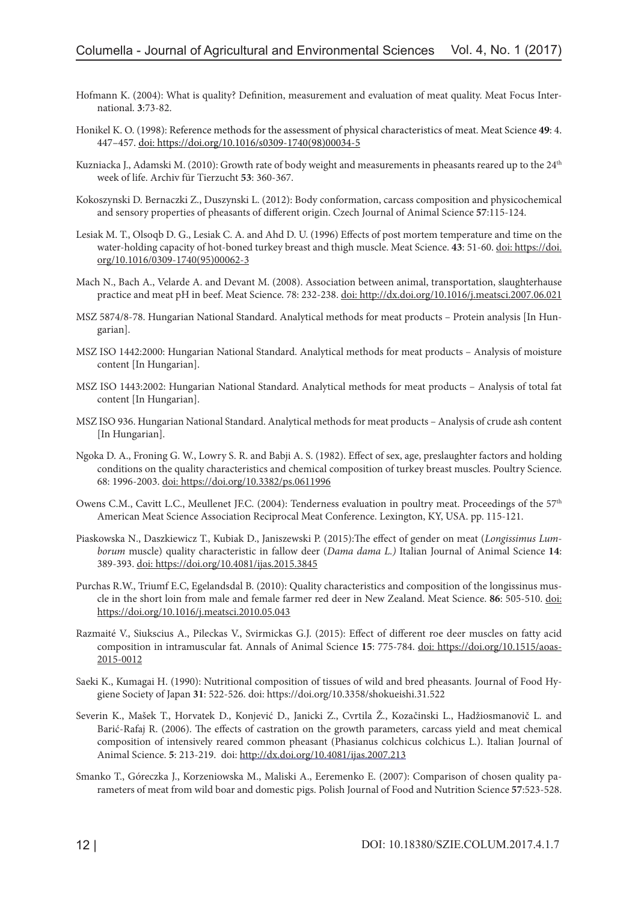Hofmann K. (2004): What is quality? Definition, measurement and evaluation of meat quality. Meat Focus International. **3**:73-82.

Honikel K. O. (1998): Reference methods for the assessment of physical characteristics of meat. Meat Science **49**: 4. 447–457. doi: https://doi.org/10.1016/s0309-1740(98)00034-5

Kuzniacka J., Adamski M. (2010): Growth rate of body weight and measurements in pheasants reared up to the 24th week of life. Archiv für Tierzucht **53**: 360-367.

Kokoszynski D. Bernaczki Z., Duszynski L. (2012): Body conformation, carcass composition and physicochemical and sensory properties of pheasants of different origin. Czech Journal of Animal Science **57**:115-124.

Lesiak M. T., Olsoqb D. G., Lesiak C. A. and Ahd D. U. (1996) Effects of post mortem temperature and time on the water-holding capacity of hot-boned turkey breast and thigh muscle. Meat Science. **43**: 51-60. doi: https://doi.org/10.1016/0309-1740(95)00062-3

Mach N., Bach A., Velarde A. and Devant M. (2008). Association between animal, transportation, slaughterhause practice and meat pH in beef. Meat Science. 78: 232-238. doi: http://dx.doi.org/10.1016/j.meatsci.2007.06.021

MSZ 5874/8-78. Hungarian National Standard. Analytical methods for meat products – Protein analysis [In Hungarian].

MSZ ISO 1442:2000: Hungarian National Standard. Analytical methods for meat products – Analysis of moisture content [In Hungarian].

MSZ ISO 1443:2002: Hungarian National Standard. Analytical methods for meat products – Analysis of total fat content [In Hungarian].

MSZ ISO 936. Hungarian National Standard. Analytical methods for meat products – Analysis of crude ash content [In Hungarian].

Ngoka D. A., Froning G. W., Lowry S. R. and Babji A. S. (1982). Effect of sex, age, preslaughter factors and holding conditions on the quality characteristics and chemical composition of turkey breast muscles. Poultry Science. 68: 1996-2003. doi: https://doi.org/10.3382/ps.0611996

Owens C.M., Cavitt L.C., Meullenet JF.C. (2004): Tenderness evaluation in poultry meat. Proceedings of the 57th American Meat Science Association Reciprocal Meat Conference. Lexington, KY, USA. pp. 115-121.

Piaskowska N., Daszkiewicz T., Kubiak D., Janiszewski P. (2015):The effect of gender on meat (*Longissimus Lumborum* muscle) quality characteristic in fallow deer (*Dama dama L.)* Italian Journal of Animal Science **14**: 389-393. doi: https://doi.org/10.4081/ijas.2015.3845

Purchas R.W., Triumf E.C, Egelandsdal B. (2010): Quality characteristics and composition of the longissinus muscle in the short loin from male and female farmer red deer in New Zealand. Meat Science. **86**: 505-510. doi: https://doi.org/10.1016/j.meatsci.2010.05.043

Razmaité V., Siukscius A., Pileckas V., Svirmickas G.J. (2015): Effect of different roe deer muscles on fatty acid composition in intramuscular fat. Annals of Animal Science **15**: 775-784. doi: https://doi.org/10.1515/aoas-2015-0012

Saeki K., Kumagai H. (1990): Nutritional composition of tissues of wild and bred pheasants. Journal of Food Hygiene Society of Japan **31**: 522-526. doi: https://doi.org/10.3358/shokueishi.31.522

Severin K., Mašek T., Horvatek D., Konjević D., Janicki Z., Cvrtila Ž., Kozačinski L., Hadžiosmanovič L. and Barić-Rafaj R. (2006). The effects of castration on the growth parameters, carcass yield and meat chemical composition of intensively reared common pheasant (Phasianus colchicus colchicus L.). Italian Journal of Animal Science. **5**: 213-219. doi: http://dx.doi.org/10.4081/ijas.2007.213

Smanko T., Góreczka J., Korzeniowska M., Maliski A., Eeremenko E. (2007): Comparison of chosen quality parameters of meat from wild boar and domestic pigs. Polish Journal of Food and Nutrition Science **57**:523-528.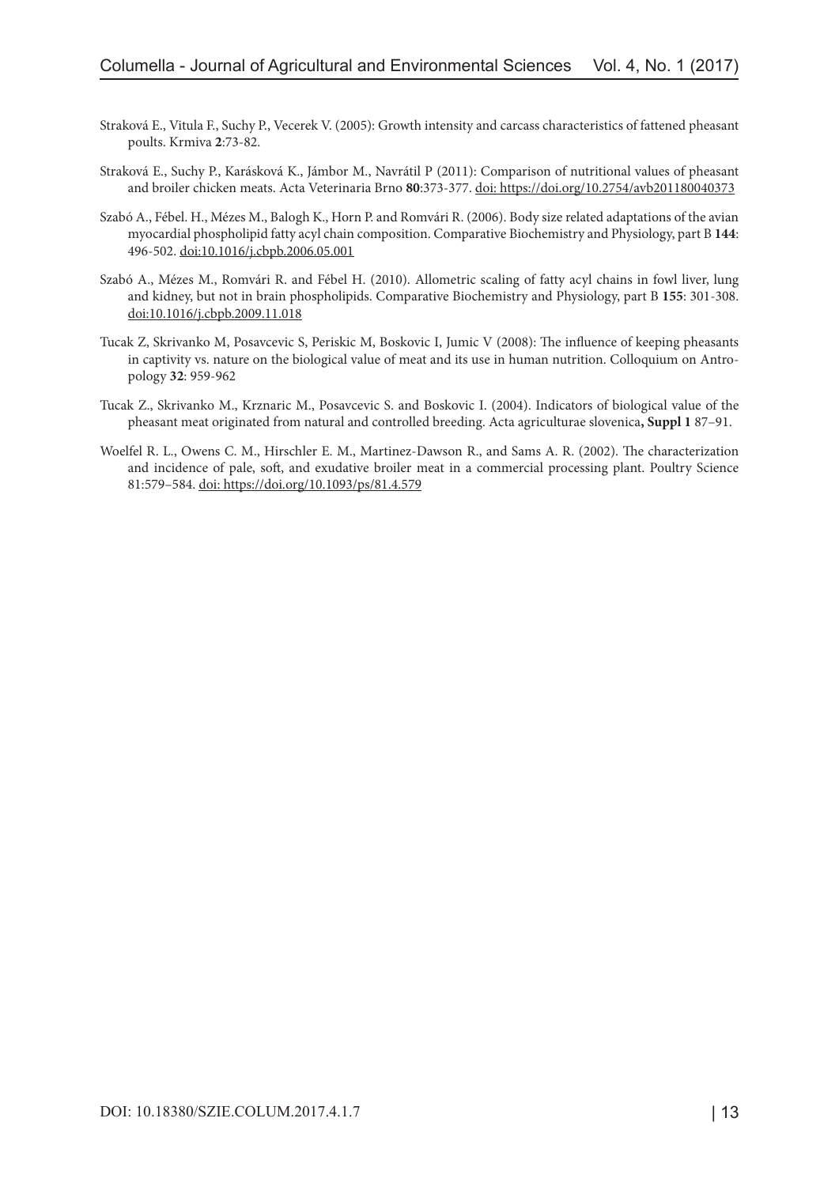Straková E., Vitula F., Suchy P., Vecerek V. (2005): Growth intensity and carcass characteristics of fattened pheasant poults. Krmiva **2**:73-82.

Straková E., Suchy P., Karásková K., Jámbor M., Navrátil P (2011): Comparison of nutritional values of pheasant and broiler chicken meats. Acta Veterinaria Brno **80**:373-377. doi: https://doi.org/10.2754/avb201180040373

Szabó A., Fébel. H., Mézes M., Balogh K., Horn P. and Romvári R. (2006). Body size related adaptations of the avian myocardial phospholipid fatty acyl chain composition. Comparative Biochemistry and Physiology, part B **144**: 496-502. doi:10.1016/j.cbpb.2006.05.001

Szabó A., Mézes M., Romvári R. and Fébel H. (2010). Allometric scaling of fatty acyl chains in fowl liver, lung and kidney, but not in brain phospholipids. Comparative Biochemistry and Physiology, part B **155**: 301-308. doi:10.1016/j.cbpb.2009.11.018

Tucak Z, Skrivanko M, Posavcevic S, Periskic M, Boskovic I, Jumic V (2008): The influence of keeping pheasants in captivity vs. nature on the biological value of meat and its use in human nutrition. Colloquium on Antropology **32**: 959-962

Tucak Z., Skrivanko M., Krznaric M., Posavcevic S. and Boskovic I. (2004). Indicators of biological value of the pheasant meat originated from natural and controlled breeding. Acta agriculturae slovenica**, Suppl 1** 87–91.

Woelfel R. L., Owens C. M., Hirschler E. M., Martinez-Dawson R., and Sams A. R. (2002). The characterization and incidence of pale, soft, and exudative broiler meat in a commercial processing plant. Poultry Science 81:579–584. doi: https://doi.org/10.1093/ps/81.4.579